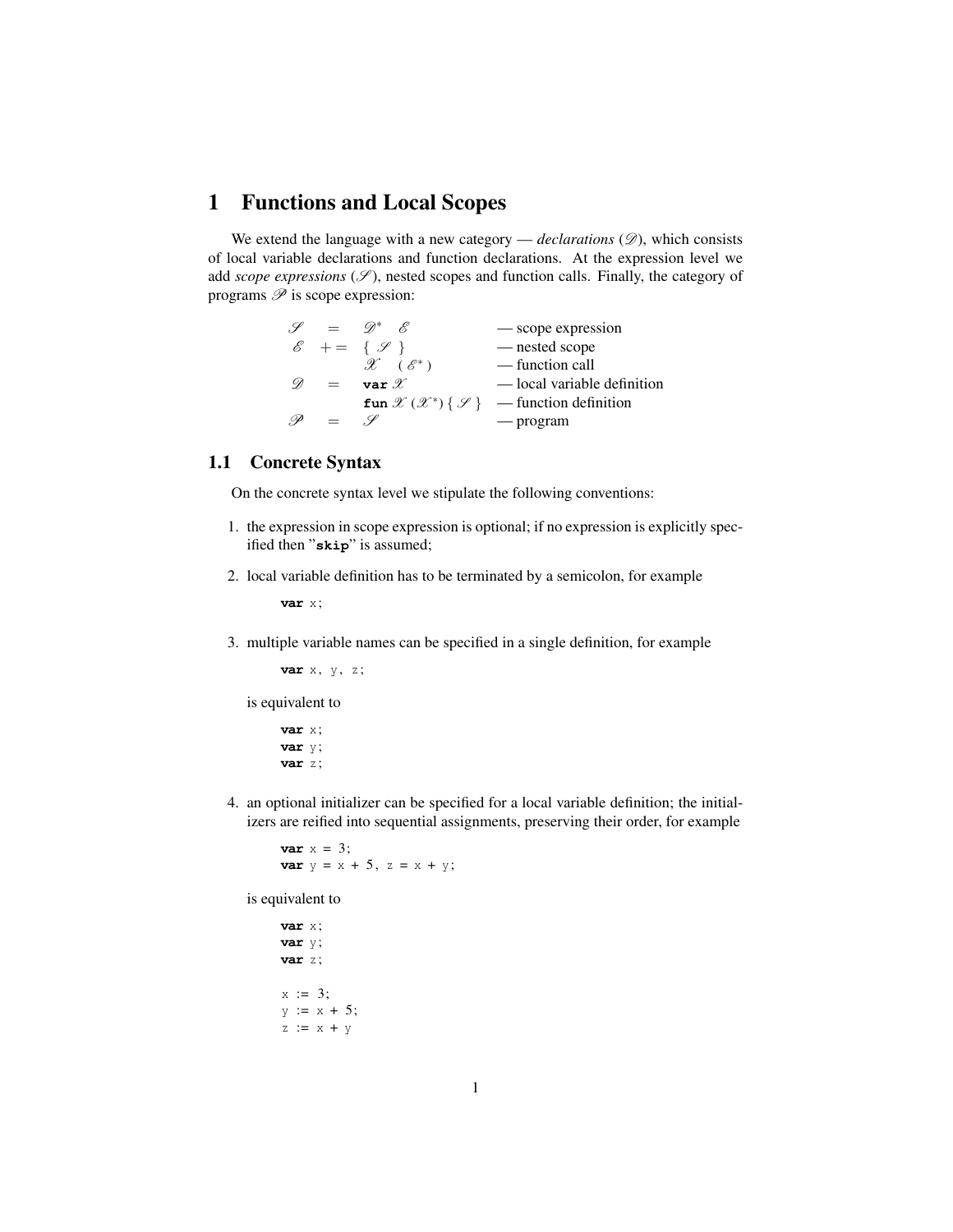# 1 Functions and Local Scopes

We extend the language with a new category — *declarations* ($\mathscr{D}$), which consists of local variable declarations and function declarations. At the expression level we add *scope expressions* ($\mathscr{S}$), nested scopes and function calls. Finally, the category of programs $\mathscr{P}$ is scope expression:

$$
\begin{array}{rcll}
\mathscr{S} & = & \mathscr{D}^* \quad \mathscr{E} & \text{— scope expression} \\
\mathscr{E} & += & \{\ \mathscr{S}\ \} & \text{— nested scope} \\
 & & \mathscr{X} \quad (\ \mathscr{E}^*\ ) & \text{— function call} \\
\mathscr{D} & = & \textbf{var}\ \mathscr{X} & \text{— local variable definition} \\
 & & \textbf{fun}\ \mathscr{X}\ (\mathscr{X}^*)\ \{\ \mathscr{S}\ \} & \text{— function definition} \\
\mathscr{P} & = & \mathscr{S} & \text{— program}
\end{array}
$$

## 1.1 Concrete Syntax

On the concrete syntax level we stipulate the following conventions:

1. the expression in scope expression is optional; if no expression is explicitly specified then "**skip**" is assumed;

2. local variable definition has to be terminated by a semicolon, for example

   ```
   var x;
   ```

3. multiple variable names can be specified in a single definition, for example

   ```
   var x, y, z;
   ```

   is equivalent to

   ```
   var x;
   var y;
   var z;
   ```

4. an optional initializer can be specified for a local variable definition; the initializers are reified into sequential assignments, preserving their order, for example

   ```
   var x = 3;
   var y = x + 5, z = x + y;
   ```

   is equivalent to

   ```
   var x;
   var y;
   var z;

   x := 3;
   y := x + 5;
   z := x + y
   ```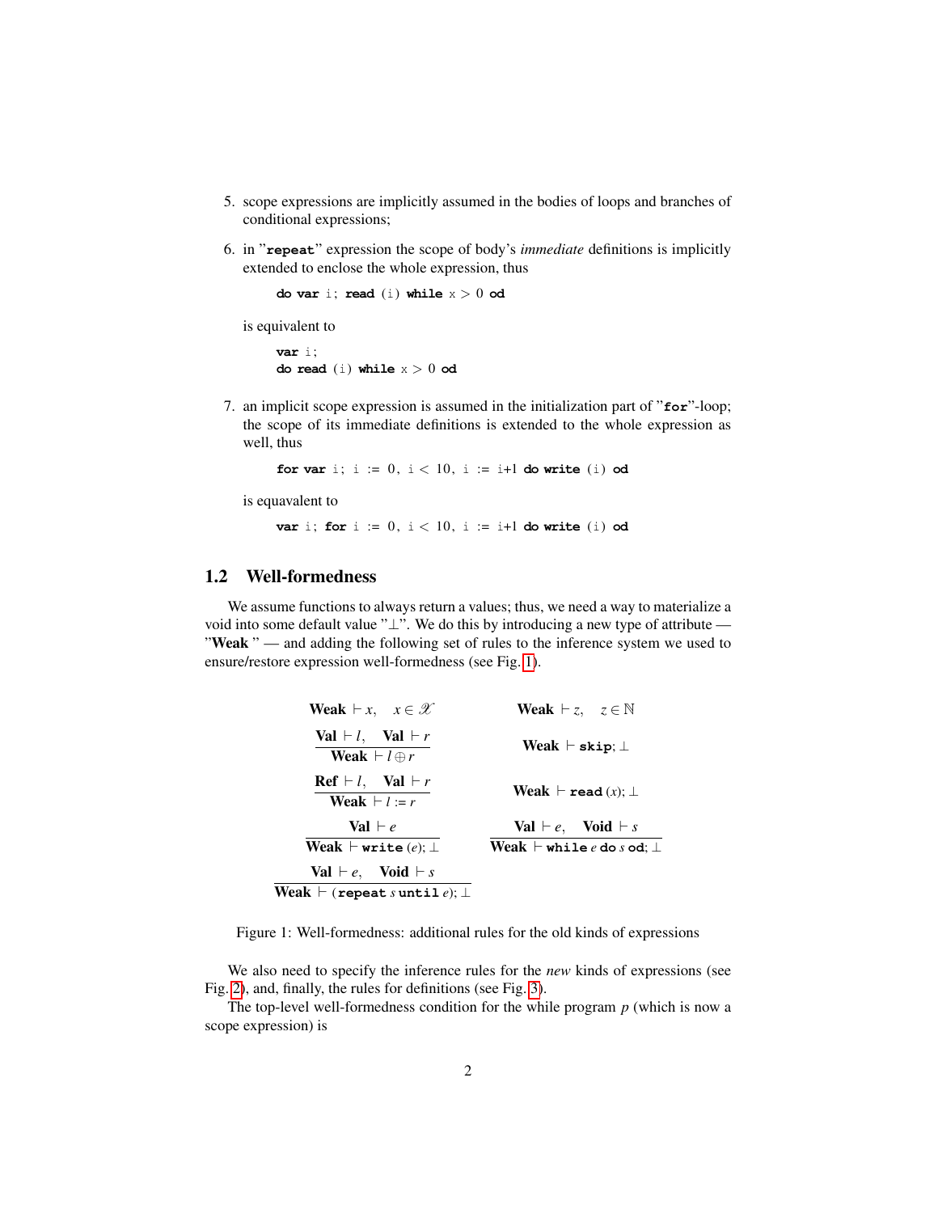5. scope expressions are implicitly assumed in the bodies of loops and branches of conditional expressions;

6. in "**repeat**" expression the scope of body's *immediate* definitions is implicitly extended to enclose the whole expression, thus

   ```
   do var i; read (i) while x > 0 od
   ```

   is equivalent to

   ```
   var i;
   do read (i) while x > 0 od
   ```

7. an implicit scope expression is assumed in the initialization part of "**for**"-loop; the scope of its immediate definitions is extended to the whole expression as well, thus

   ```
   for var i; i := 0, i < 10, i := i+1 do write (i) od
   ```

   is equavalent to

   ```
   var i; for i := 0, i < 10, i := i+1 do write (i) od
   ```

## 1.2 Well-formedness

We assume functions to always return a values; thus, we need a way to materialize a void into some default value "$\bot$". We do this by introducing a new type of attribute — "**Weak** " — and adding the following set of rules to the inference system we used to ensure/restore expression well-formedness (see Fig. 1).

$$\textbf{Weak} \vdash x, \quad x \in \mathscr{X} \qquad\qquad \textbf{Weak} \vdash z, \quad z \in \mathbb{N}$$

$$\frac{\textbf{Val} \vdash l, \quad \textbf{Val} \vdash r}{\textbf{Weak} \vdash l \oplus r} \qquad\qquad \textbf{Weak} \vdash \texttt{skip}; \bot$$

$$\frac{\textbf{Ref} \vdash l, \quad \textbf{Val} \vdash r}{\textbf{Weak} \vdash l := r} \qquad\qquad \textbf{Weak} \vdash \texttt{read}\,(x); \bot$$

$$\frac{\textbf{Val} \vdash e}{\textbf{Weak} \vdash \texttt{write}\,(e); \bot} \qquad\qquad \frac{\textbf{Val} \vdash e, \quad \textbf{Void} \vdash s}{\textbf{Weak} \vdash \texttt{while}\; e \;\texttt{do}\; s \;\texttt{od}; \bot}$$

$$\frac{\textbf{Val} \vdash e, \quad \textbf{Void} \vdash s}{\textbf{Weak} \vdash (\texttt{repeat}\; s \;\texttt{until}\; e); \bot}$$

Figure 1: Well-formedness: additional rules for the old kinds of expressions

We also need to specify the inference rules for the *new* kinds of expressions (see Fig. 2), and, finally, the rules for definitions (see Fig. 3).

The top-level well-formedness condition for the while program $p$ (which is now a scope expression) is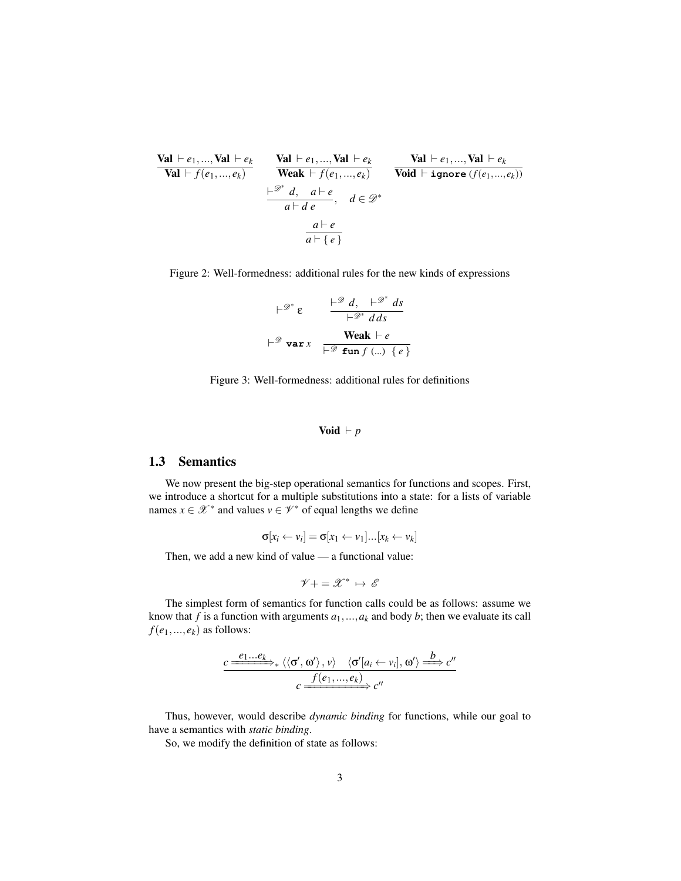$$\frac{\mathbf{Val} \vdash e_1, ..., \mathbf{Val} \vdash e_k}{\mathbf{Val} \vdash f(e_1, ..., e_k)} \qquad \frac{\mathbf{Val} \vdash e_1, ..., \mathbf{Val} \vdash e_k}{\mathbf{Weak} \vdash f(e_1, ..., e_k)} \qquad \frac{\mathbf{Val} \vdash e_1, ..., \mathbf{Val} \vdash e_k}{\mathbf{Void} \vdash \texttt{ignore}\,(f(e_1, ..., e_k))}$$

$$\frac{\vdash^{\mathscr{D}^*} d, \quad a \vdash e}{a \vdash d\; e}, \quad d \in \mathscr{D}^*$$

$$\frac{a \vdash e}{a \vdash \{\; e \;\}}$$

Figure 2: Well-formedness: additional rules for the new kinds of expressions

$$\vdash^{\mathscr{D}^*} \varepsilon \qquad \frac{\vdash^{\mathscr{D}} d, \quad \vdash^{\mathscr{D}^*} ds}{\vdash^{\mathscr{D}^*} d\, ds}$$

$$\vdash^{\mathscr{D}} \texttt{var}\, x \qquad \frac{\mathbf{Weak} \vdash e}{\vdash^{\mathscr{D}} \texttt{fun}\, f\; (...) \;\{\; e \;\}}$$

Figure 3: Well-formedness: additional rules for definitions

$$\mathbf{Void} \vdash p$$

### 1.3 Semantics

We now present the big-step operational semantics for functions and scopes. First, we introduce a shortcut for a multiple substitutions into a state: for a lists of variable names $x \in \mathscr{X}^*$ and values $v \in \mathscr{V}^*$ of equal lengths we define

$$\sigma[x_i \leftarrow v_i] = \sigma[x_1 \leftarrow v_1]...[x_k \leftarrow v_k]$$

Then, we add a new kind of value — a functional value:

$$\mathscr{V} += \mathscr{X}^* \mapsto \mathscr{E}$$

The simplest form of semantics for function calls could be as follows: assume we know that $f$ is a function with arguments $a_1, ..., a_k$ and body $b$; then we evaluate its call $f(e_1, ..., e_k)$ as follows:

$$\frac{c \xrightarrow{e_1 ... e_k}_* \langle\langle \sigma', \omega' \rangle, v\rangle \quad \langle \sigma'[a_i \leftarrow v_i], \omega' \rangle \xRightarrow{b} c''}{c \xRightarrow{f(e_1, ..., e_k)} c''}$$

Thus, however, would describe *dynamic binding* for functions, while our goal to have a semantics with *static binding*.

So, we modify the definition of state as follows: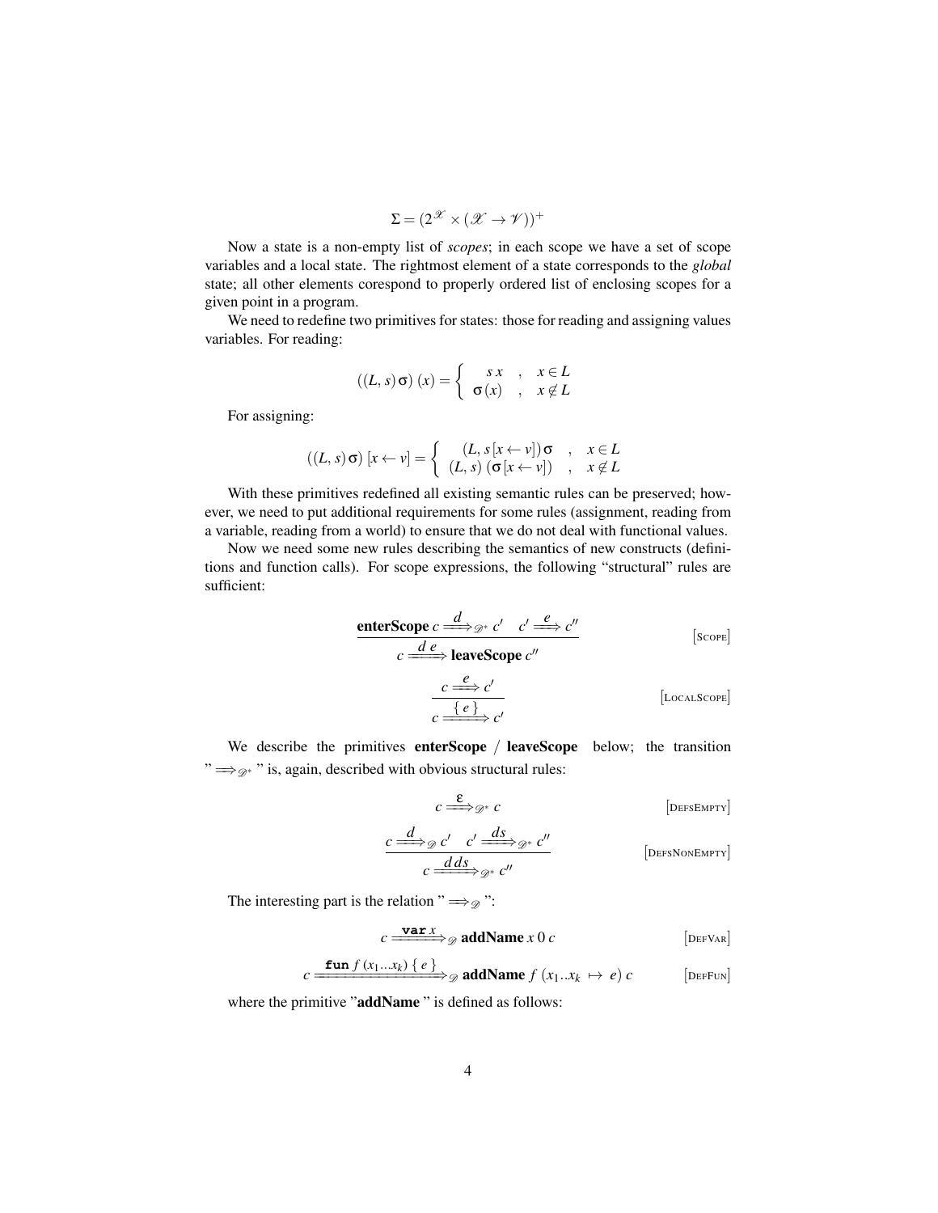$$\Sigma = (2^{\mathscr{X}} \times (\mathscr{X} \to \mathscr{V}))^{+}$$

Now a state is a non-empty list of *scopes*; in each scope we have a set of scope variables and a local state. The rightmost element of a state corresponds to the *global* state; all other elements corespond to properly ordered list of enclosing scopes for a given point in a program.

We need to redefine two primitives for states: those for reading and assigning values variables. For reading:

$$((L,\, s)\,\sigma)\ (x) = \left\{ \begin{array}{ccl} s\,x & , & x \in L \\ \sigma(x) & , & x \notin L \end{array} \right.$$

For assigning:

$$((L,\, s)\,\sigma)\ [x \leftarrow v] = \left\{ \begin{array}{ccl} (L,\, s\,[x \leftarrow v])\,\sigma & , & x \in L \\ (L,\, s)\ (\sigma\,[x \leftarrow v]) & , & x \notin L \end{array} \right.$$

With these primitives redefined all existing semantic rules can be preserved; however, we need to put additional requirements for some rules (assignment, reading from a variable, reading from a world) to ensure that we do not deal with functional values.

Now we need some new rules describing the semantics of new constructs (definitions and function calls). For scope expressions, the following "structural" rules are sufficient:

$$\frac{\textbf{enterScope}\ c \xRightarrow{d}_{\mathscr{D}^*} c' \quad c' \xRightarrow{e} c''}{c \xRightarrow{d\ e} \textbf{leaveScope}\ c''} \qquad [\text{Scope}]$$

$$\frac{c \xRightarrow{e} c'}{c \xRightarrow{\{\ e\ \}} c'} \qquad [\text{LocalScope}]$$

We describe the primitives **enterScope** / **leaveScope** below; the transition "$\Longrightarrow_{\mathscr{D}^*}$" is, again, described with obvious structural rules:

$$c \xRightarrow{\varepsilon}_{\mathscr{D}^*} c \qquad [\text{DefsEmpty}]$$

$$\frac{c \xRightarrow{d}_{\mathscr{D}} c' \quad c' \xRightarrow{ds}_{\mathscr{D}^*} c''}{c \xRightarrow{d\,ds}_{\mathscr{D}^*} c''} \qquad [\text{DefsNonEmpty}]$$

The interesting part is the relation "$\Longrightarrow_{\mathscr{D}}$":

$$c \xRightarrow{\texttt{var}\ x}_{\mathscr{D}} \textbf{addName}\ x\ 0\ c \qquad [\text{DefVar}]$$

$$c \xRightarrow{\texttt{fun}\ f\ (x_1 ... x_k)\ \{\ e\ \}}_{\mathscr{D}} \textbf{addName}\ f\ (x_1 .. x_k\ \mapsto\ e)\ c \qquad [\text{DefFun}]$$

where the primitive "**addName**" is defined as follows: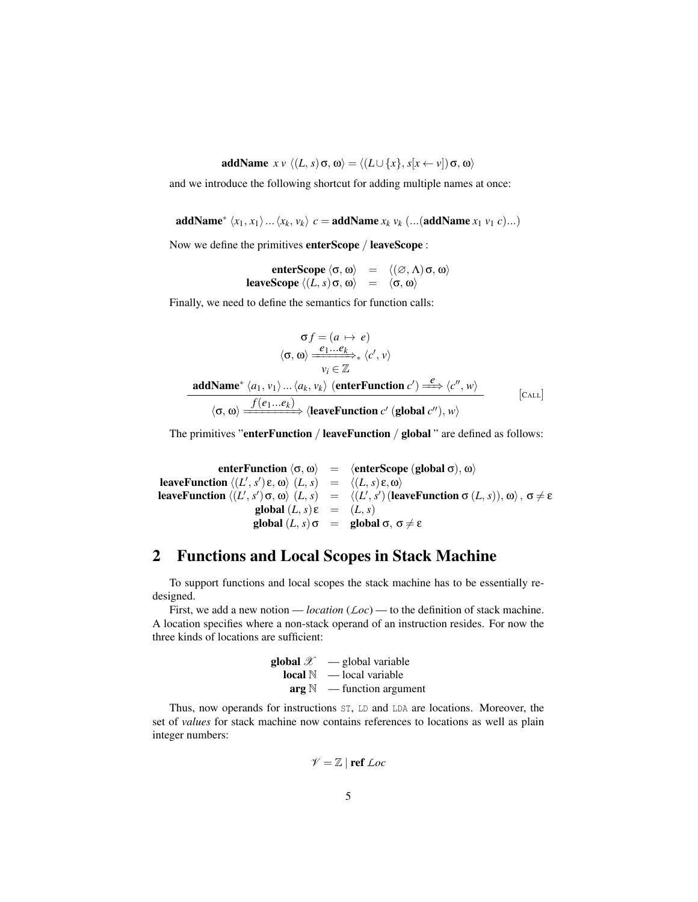$$\textbf{addName}\ x\ v\ \langle (L, s)\,\sigma,\ \omega\rangle = \langle (L \cup \{x\},\ s[x \leftarrow v])\,\sigma,\ \omega\rangle$$

and we introduce the following shortcut for adding multiple names at once:

$$\textbf{addName}^*\ \langle x_1, x_1\rangle \ldots \langle x_k, v_k\rangle\ c = \textbf{addName}\ x_k\ v_k\ (\ldots(\textbf{addName}\ x_1\ v_1\ c)\ldots)$$

Now we define the primitives **enterScope** / **leaveScope** :

$$\begin{array}{rcl}
\textbf{enterScope}\ \langle \sigma,\ \omega\rangle & = & \langle (\varnothing, \Lambda)\,\sigma,\ \omega\rangle \\
\textbf{leaveScope}\ \langle (L, s)\,\sigma,\ \omega\rangle & = & \langle \sigma,\ \omega\rangle
\end{array}$$

Finally, we need to define the semantics for function calls:

$$\frac{\begin{array}{c}
\sigma f = (a \mapsto e) \\
\langle \sigma,\ \omega\rangle \xrightarrow{e_1 \ldots e_k}_* \langle c',\ v\rangle \\
v_i \in \mathbb{Z} \\
\textbf{addName}^*\ \langle a_1,\ v_1\rangle \ldots \langle a_k,\ v_k\rangle\ (\textbf{enterFunction}\ c') \xRightarrow{e} \langle c'',\ w\rangle
\end{array}}{\langle \sigma,\ \omega\rangle \xRightarrow{f(e_1 \ldots e_k)} \langle \textbf{leaveFunction}\ c'\ (\textbf{global}\ c''),\ w\rangle} \quad [\text{CALL}]$$

The primitives "**enterFunction** / **leaveFunction** / **global** " are defined as follows:

$$\begin{array}{rcl}
\textbf{enterFunction}\ \langle \sigma,\ \omega\rangle & = & \langle \textbf{enterScope}\ (\textbf{global}\ \sigma),\ \omega\rangle \\
\textbf{leaveFunction}\ \langle (L', s')\,\varepsilon,\ \omega\rangle\ (L, s) & = & \langle (L, s)\,\varepsilon, \omega\rangle \\
\textbf{leaveFunction}\ \langle (L', s')\,\sigma,\ \omega\rangle\ (L, s) & = & \langle (L', s')\,(\textbf{leaveFunction}\ \sigma\ (L, s)),\ \omega\rangle,\ \sigma \neq \varepsilon \\
\textbf{global}\ (L, s)\,\varepsilon & = & (L, s) \\
\textbf{global}\ (L, s)\,\sigma & = & \textbf{global}\ \sigma,\ \sigma \neq \varepsilon
\end{array}$$

## 2 Functions and Local Scopes in Stack Machine

To support functions and local scopes the stack machine has to be essentially re-designed.

First, we add a new notion — *location* ($\mathscr{Loc}$) — to the definition of stack machine. A location specifies where a non-stack operand of an instruction resides. For now the three kinds of locations are sufficient:

$$\begin{array}{rl}
\textbf{global}\ \mathscr{X} & \text{— global variable} \\
\textbf{local}\ \mathbb{N} & \text{— local variable} \\
\textbf{arg}\ \mathbb{N} & \text{— function argument}
\end{array}$$

Thus, now operands for instructions `ST`, `LD` and `LDA` are locations. Moreover, the set of *values* for stack machine now contains references to locations as well as plain integer numbers:

$$\mathscr{V} = \mathbb{Z} \mid \textbf{ref}\ \mathscr{Loc}$$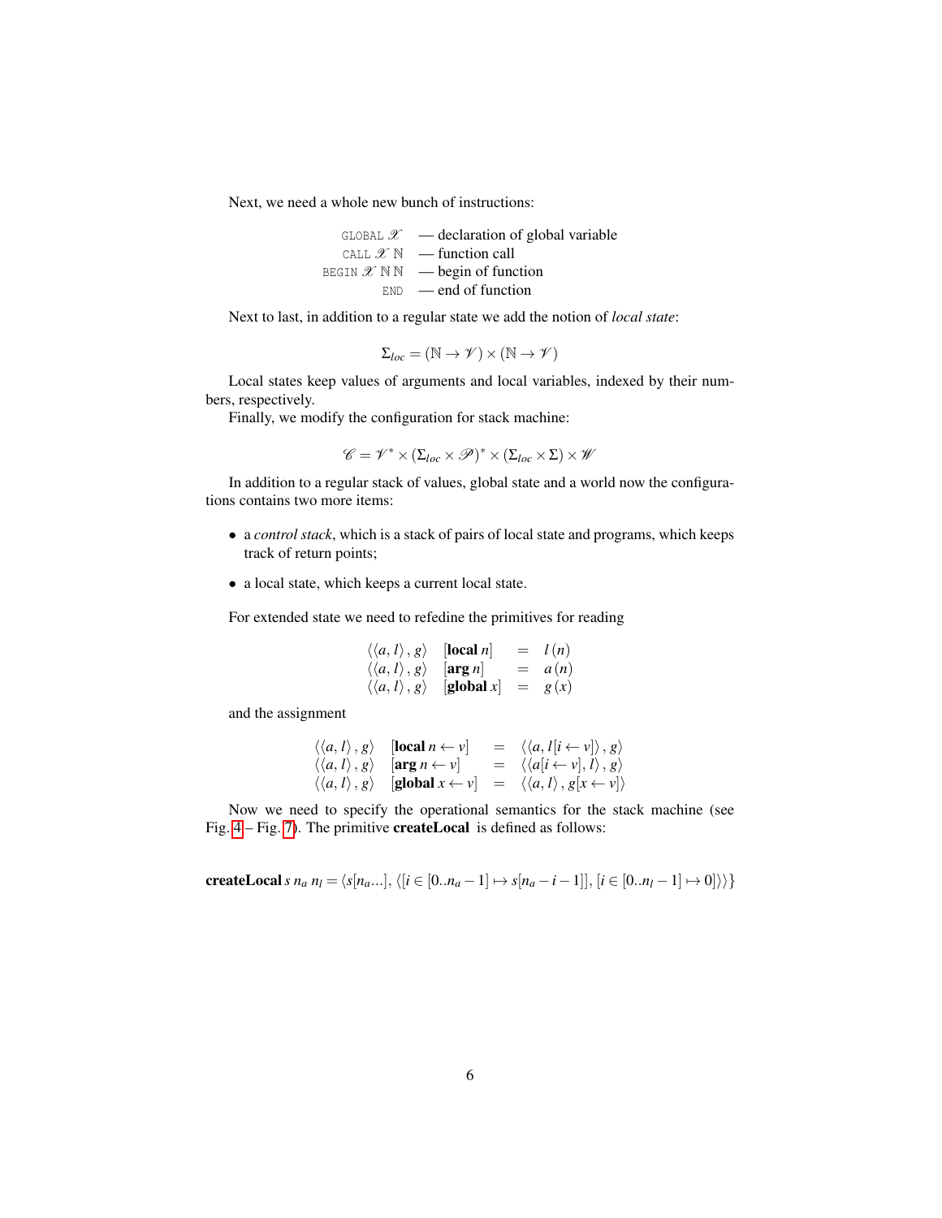Next, we need a whole new bunch of instructions:

$$
\begin{array}{rl}
\texttt{GLOBAL}\ \mathscr{X} & \text{— declaration of global variable}\\
\texttt{CALL}\ \mathscr{X}\ \mathbb{N} & \text{— function call}\\
\texttt{BEGIN}\ \mathscr{X}\ \mathbb{N}\ \mathbb{N} & \text{— begin of function}\\
\texttt{END} & \text{— end of function}
\end{array}
$$

Next to last, in addition to a regular state we add the notion of *local state*:

$$\Sigma_{loc} = (\mathbb{N} \to \mathscr{V}) \times (\mathbb{N} \to \mathscr{V})$$

Local states keep values of arguments and local variables, indexed by their numbers, respectively.

Finally, we modify the configuration for stack machine:

$$\mathscr{C} = \mathscr{V}^* \times (\Sigma_{loc} \times \mathscr{P})^* \times (\Sigma_{loc} \times \Sigma) \times \mathscr{W}$$

In addition to a regular stack of values, global state and a world now the configurations contains two more items:

- a *control stack*, which is a stack of pairs of local state and programs, which keeps track of return points;
- a local state, which keeps a current local state.

For extended state we need to refedine the primitives for reading

$$
\begin{array}{lcl}
\langle\langle a, l\rangle, g\rangle\ \ [\textbf{local}\ n] & = & l\,(n)\\
\langle\langle a, l\rangle, g\rangle\ \ [\textbf{arg}\ n] & = & a\,(n)\\
\langle\langle a, l\rangle, g\rangle\ \ [\textbf{global}\ x] & = & g\,(x)
\end{array}
$$

and the assignment

$$
\begin{array}{lcl}
\langle\langle a, l\rangle, g\rangle\ \ [\textbf{local}\ n \leftarrow v] & = & \langle\langle a, l[i \leftarrow v]\rangle, g\rangle\\
\langle\langle a, l\rangle, g\rangle\ \ [\textbf{arg}\ n \leftarrow v] & = & \langle\langle a[i \leftarrow v], l\rangle, g\rangle\\
\langle\langle a, l\rangle, g\rangle\ \ [\textbf{global}\ x \leftarrow v] & = & \langle\langle a, l\rangle, g[x \leftarrow v]\rangle
\end{array}
$$

Now we need to specify the operational semantics for the stack machine (see Fig. 4 – Fig. 7). The primitive **createLocal** is defined as follows:

$$\textbf{createLocal}\ s\ n_a\ n_l = \langle s[n_a ...], \langle [i \in [0..n_a-1] \mapsto s[n_a - i - 1]], [i \in [0..n_l - 1] \mapsto 0] \rangle \rangle \}$$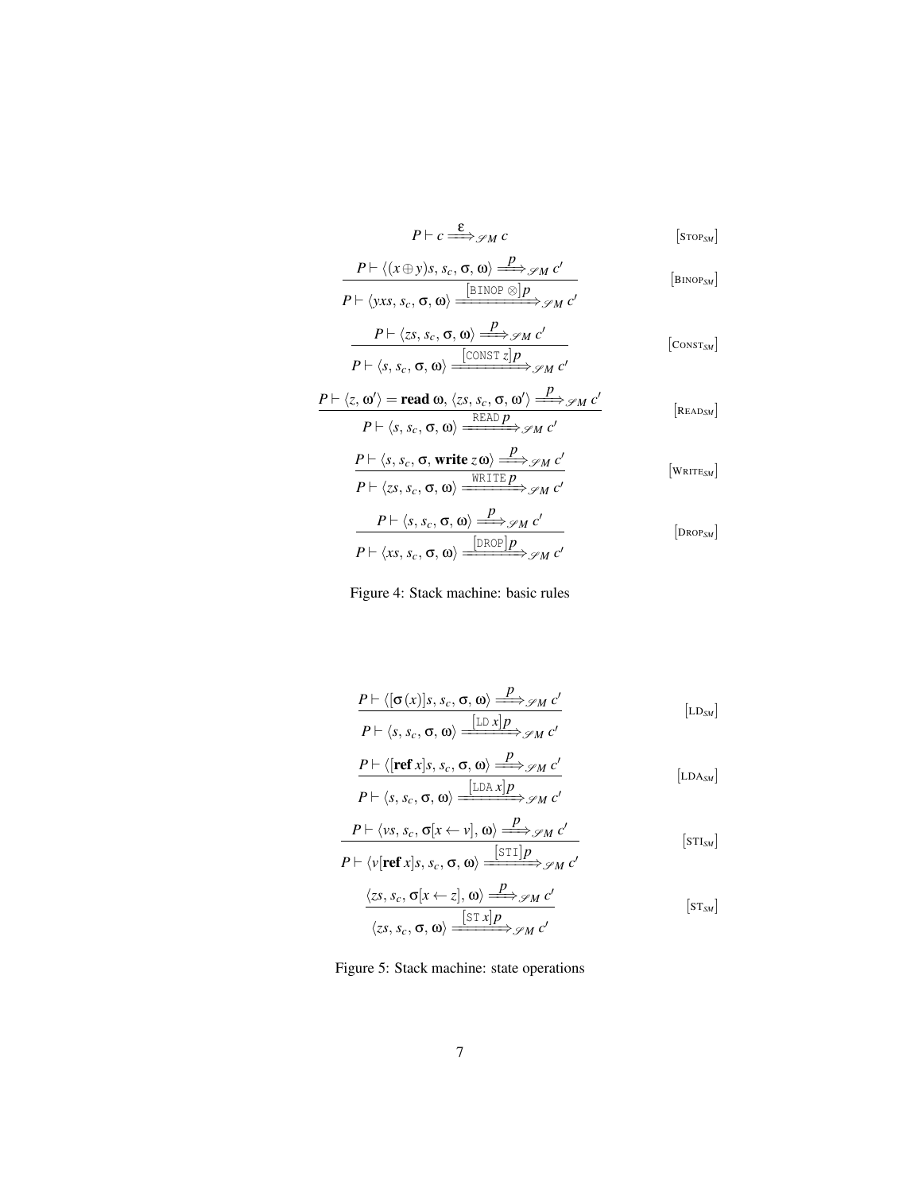$$P \vdash c \xrightarrow{\varepsilon}_{\mathscr{S}M} c \qquad [\text{Stop}_{SM}]$$

$$\frac{P \vdash \langle (x \oplus y)s,\, s_c,\, \sigma,\, \omega \rangle \xrightarrow{p}_{\mathscr{S}M} c'}{P \vdash \langle yxs,\, s_c,\, \sigma,\, \omega \rangle \xrightarrow{[\texttt{BINOP}\ \otimes]p}_{\mathscr{S}M} c'} \qquad [\text{Binop}_{SM}]$$

$$\frac{P \vdash \langle zs,\, s_c,\, \sigma,\, \omega \rangle \xrightarrow{p}_{\mathscr{S}M} c'}{P \vdash \langle s,\, s_c,\, \sigma,\, \omega \rangle \xrightarrow{[\texttt{CONST}\ z]p}_{\mathscr{S}M} c'} \qquad [\text{Const}_{SM}]$$

$$\frac{P \vdash \langle z, \omega' \rangle = \textbf{read}\ \omega,\ \langle zs,\, s_c,\, \sigma,\, \omega' \rangle \xrightarrow{p}_{\mathscr{S}M} c'}{P \vdash \langle s,\, s_c,\, \sigma,\, \omega \rangle \xrightarrow{\texttt{READ}\ p}_{\mathscr{S}M} c'} \qquad [\text{Read}_{SM}]$$

$$\frac{P \vdash \langle s,\, s_c,\, \sigma,\, \textbf{write}\ z\,\omega \rangle \xrightarrow{p}_{\mathscr{S}M} c'}{P \vdash \langle zs,\, s_c,\, \sigma,\, \omega \rangle \xrightarrow{\texttt{WRITE}\ p}_{\mathscr{S}M} c'} \qquad [\text{Write}_{SM}]$$

$$\frac{P \vdash \langle s,\, s_c,\, \sigma,\, \omega \rangle \xrightarrow{p}_{\mathscr{S}M} c'}{P \vdash \langle xs,\, s_c,\, \sigma,\, \omega \rangle \xrightarrow{[\texttt{DROP}]p}_{\mathscr{S}M} c'} \qquad [\text{Drop}_{SM}]$$

Figure 4: Stack machine: basic rules

$$\frac{P \vdash \langle [\sigma(x)]s,\, s_c,\, \sigma,\, \omega \rangle \xrightarrow{p}_{\mathscr{S}M} c'}{P \vdash \langle s,\, s_c,\, \sigma,\, \omega \rangle \xrightarrow{[\texttt{LD}\ x]p}_{\mathscr{S}M} c'} \qquad [\text{LD}_{SM}]$$

$$\frac{P \vdash \langle [\textbf{ref}\ x]s,\, s_c,\, \sigma,\, \omega \rangle \xrightarrow{p}_{\mathscr{S}M} c'}{P \vdash \langle s,\, s_c,\, \sigma,\, \omega \rangle \xrightarrow{[\texttt{LDA}\ x]p}_{\mathscr{S}M} c'} \qquad [\text{LDA}_{SM}]$$

$$\frac{P \vdash \langle vs,\, s_c,\, \sigma[x \leftarrow v],\, \omega \rangle \xrightarrow{p}_{\mathscr{S}M} c'}{P \vdash \langle v[\textbf{ref}\ x]s,\, s_c,\, \sigma,\, \omega \rangle \xrightarrow{[\texttt{STI}]p}_{\mathscr{S}M} c'} \qquad [\text{STI}_{SM}]$$

$$\frac{\langle zs,\, s_c,\, \sigma[x \leftarrow z],\, \omega \rangle \xrightarrow{p}_{\mathscr{S}M} c'}{\langle zs,\, s_c,\, \sigma,\, \omega \rangle \xrightarrow{[\texttt{ST}\ x]p}_{\mathscr{S}M} c'} \qquad [\text{ST}_{SM}]$$

Figure 5: Stack machine: state operations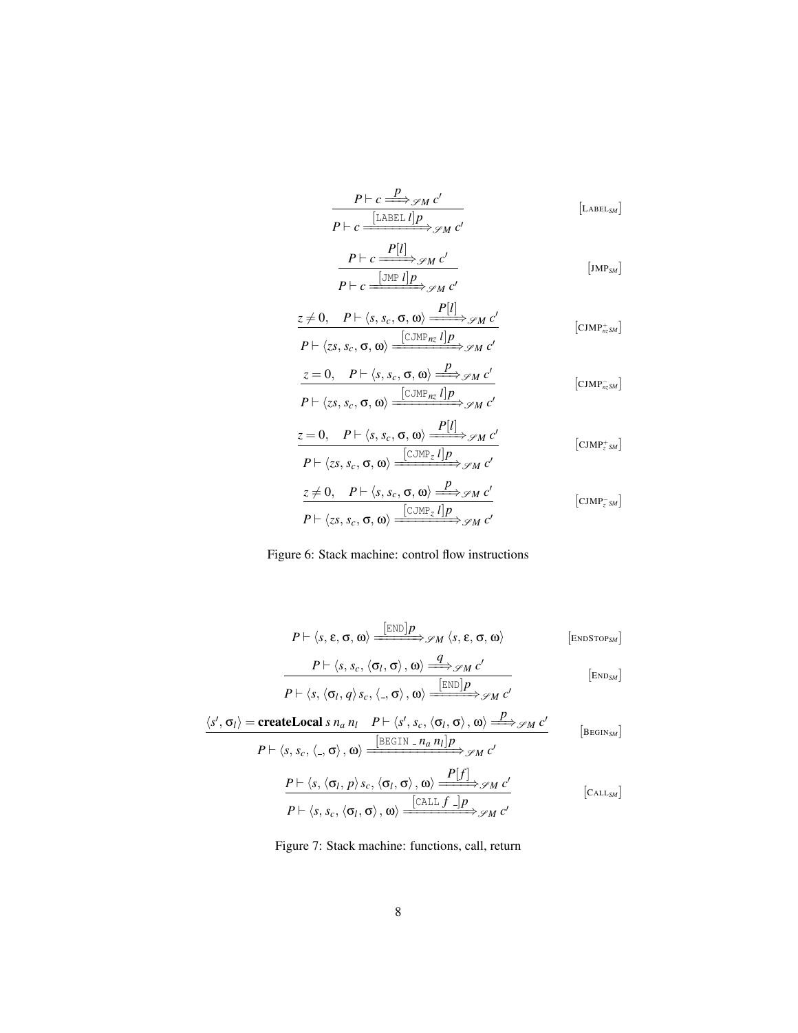$$\frac{P \vdash c \xRightarrow{p}_{\mathscr{S}M} c'}{P \vdash c \xRightarrow{[\texttt{LABEL}\ l]p}_{\mathscr{S}M} c'} \qquad [\text{LABEL}_{SM}]$$

$$\frac{P \vdash c \xRightarrow{P[l]}_{\mathscr{S}M} c'}{P \vdash c \xRightarrow{[\texttt{JMP}\ l]p}_{\mathscr{S}M} c'} \qquad [\text{JMP}_{SM}]$$

$$\frac{z \neq 0, \quad P \vdash \langle s,\, s_c,\, \sigma,\, \omega\rangle \xRightarrow{P[l]}_{\mathscr{S}M} c'}{P \vdash \langle zs,\, s_c,\, \sigma,\, \omega\rangle \xRightarrow{[\texttt{CJMP}_{nz}\ l]p}_{\mathscr{S}M} c'} \qquad [\text{CJMP}^{+}_{nz\,SM}]$$

$$\frac{z = 0, \quad P \vdash \langle s,\, s_c,\, \sigma,\, \omega\rangle \xRightarrow{p}_{\mathscr{S}M} c'}{P \vdash \langle zs,\, s_c,\, \sigma,\, \omega\rangle \xRightarrow{[\texttt{CJMP}_{nz}\ l]p}_{\mathscr{S}M} c'} \qquad [\text{CJMP}^{-}_{nz\,SM}]$$

$$\frac{z = 0, \quad P \vdash \langle s,\, s_c,\, \sigma,\, \omega\rangle \xRightarrow{P[l]}_{\mathscr{S}M} c'}{P \vdash \langle zs,\, s_c,\, \sigma,\, \omega\rangle \xRightarrow{[\texttt{CJMP}_{z}\ l]p}_{\mathscr{S}M} c'} \qquad [\text{CJMP}^{+}_{z\,SM}]$$

$$\frac{z \neq 0, \quad P \vdash \langle s,\, s_c,\, \sigma,\, \omega\rangle \xRightarrow{p}_{\mathscr{S}M} c'}{P \vdash \langle zs,\, s_c,\, \sigma,\, \omega\rangle \xRightarrow{[\texttt{CJMP}_{z}\ l]p}_{\mathscr{S}M} c'} \qquad [\text{CJMP}^{-}_{z\,SM}]$$

Figure 6: Stack machine: control flow instructions

$$P \vdash \langle s,\, \varepsilon,\, \sigma,\, \omega\rangle \xRightarrow{[\texttt{END}]p}_{\mathscr{S}M} \langle s,\, \varepsilon,\, \sigma,\, \omega\rangle \qquad [\text{ENDSTOP}_{SM}]$$

$$\frac{P \vdash \langle s,\, s_c,\, \langle \sigma_l,\, \sigma\rangle,\, \omega\rangle \xRightarrow{q}_{\mathscr{S}M} c'}{P \vdash \langle s,\, \langle \sigma_l,\, q\rangle\, s_c,\, \langle \_,\, \sigma\rangle,\, \omega\rangle \xRightarrow{[\texttt{END}]p}_{\mathscr{S}M} c'} \qquad [\text{END}_{SM}]$$

$$\frac{\langle s',\, \sigma_l\rangle = \textbf{createLocal}\ s\ n_a\ n_l \quad P \vdash \langle s',\, s_c,\, \langle \sigma_l,\, \sigma\rangle,\, \omega\rangle \xRightarrow{p}_{\mathscr{S}M} c'}{P \vdash \langle s,\, s_c,\, \langle \_,\, \sigma\rangle,\, \omega\rangle \xRightarrow{[\texttt{BEGIN}\ \_\ n_a\ n_l]p}_{\mathscr{S}M} c'} \qquad [\text{BEGIN}_{SM}]$$

$$\frac{P \vdash \langle s,\, \langle \sigma_l,\, p\rangle\, s_c,\, \langle \sigma_l,\, \sigma\rangle,\, \omega\rangle \xRightarrow{P[f]}_{\mathscr{S}M} c'}{P \vdash \langle s,\, s_c,\, \langle \sigma_l,\, \sigma\rangle,\, \omega\rangle \xRightarrow{[\texttt{CALL}\ f\ \_]p}_{\mathscr{S}M} c'} \qquad [\text{CALL}_{SM}]$$

Figure 7: Stack machine: functions, call, return